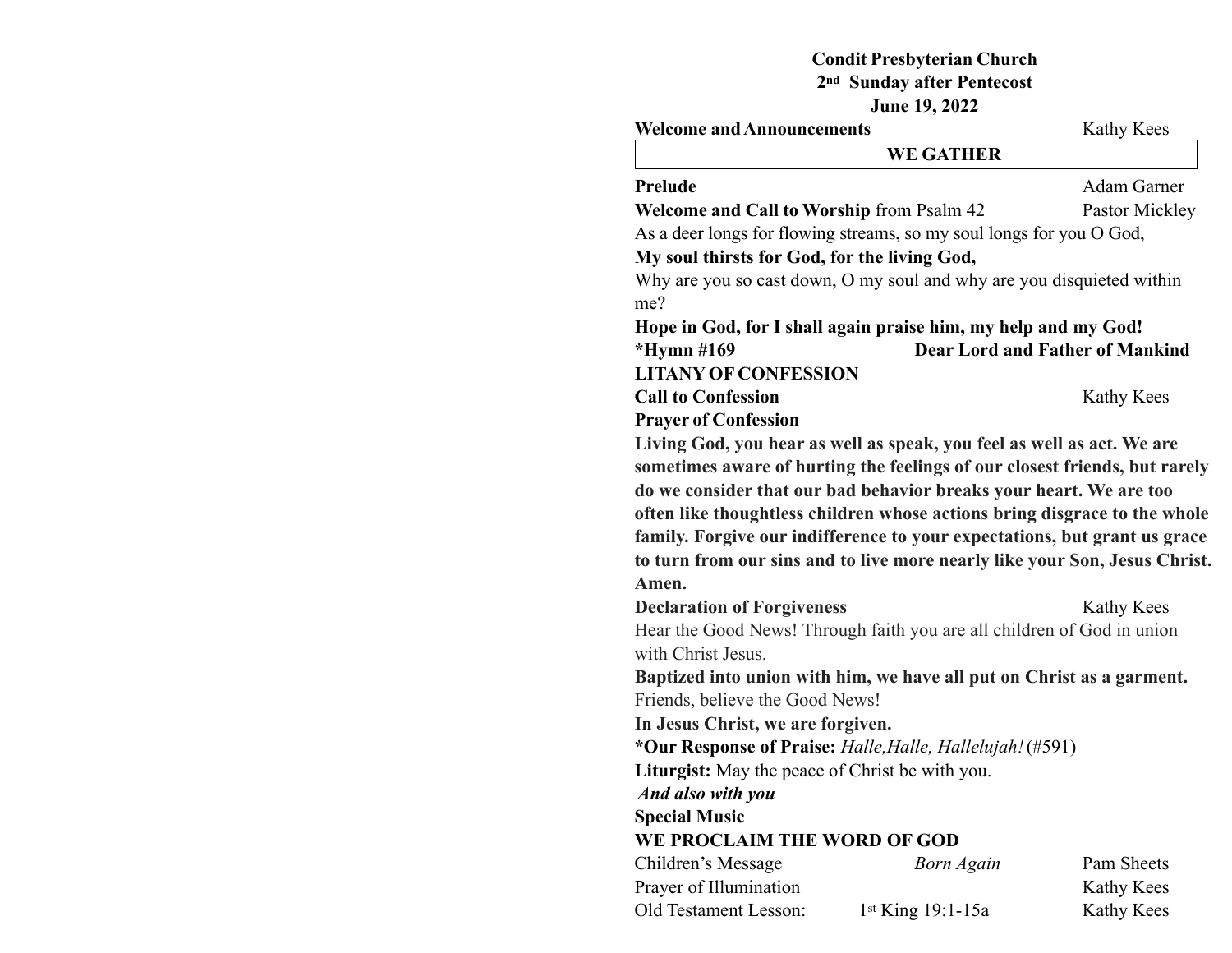**Condit Presbyterian Church**
**2nd Sunday after Pentecost**
**June 19, 2022**

**Welcome and Announcements** Kathy Kees

## WE GATHER

**Prelude** Adam Garner

**Welcome and Call to Worship** from Psalm 42 Pastor Mickley

As a deer longs for flowing streams, so my soul longs for you O God,
**My soul thirsts for God, for the living God,**
Why are you so cast down, O my soul and why are you disquieted within me?
**Hope in God, for I shall again praise him, my help and my God!**

**\*Hymn #169 Dear Lord and Father of Mankind**

**LITANY OF CONFESSION**

**Call to Confession** Kathy Kees

**Prayer of Confession**

**Living God, you hear as well as speak, you feel as well as act. We are sometimes aware of hurting the feelings of our closest friends, but rarely do we consider that our bad behavior breaks your heart. We are too often like thoughtless children whose actions bring disgrace to the whole family. Forgive our indifference to your expectations, but grant us grace to turn from our sins and to live more nearly like your Son, Jesus Christ. Amen.**

**Declaration of Forgiveness** Kathy Kees

Hear the Good News! Through faith you are all children of God in union with Christ Jesus.
**Baptized into union with him, we have all put on Christ as a garment.**
Friends, believe the Good News!
**In Jesus Christ, we are forgiven.**

**\*Our Response of Praise:** *Halle,Halle, Hallelujah!* (#591)

**Liturgist:** May the peace of Christ be with you.
***And also with you***

**Special Music**

**WE PROCLAIM THE WORD OF GOD**

Children's Message *Born Again* Pam Sheets

Prayer of Illumination Kathy Kees

Old Testament Lesson: 1st King 19:1-15a Kathy Kees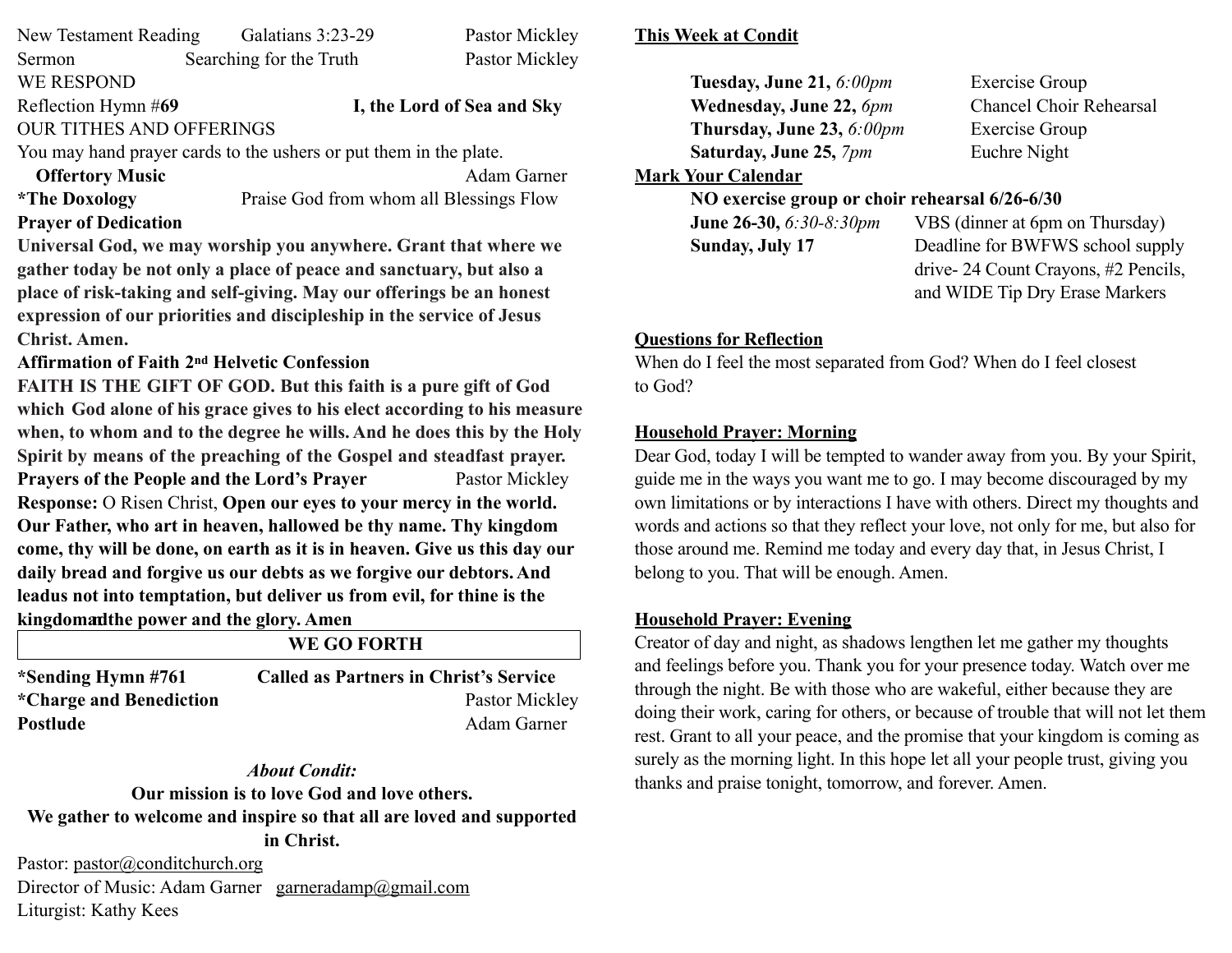New Testament Reading Galatians 3:23-29 Pastor Mickley
Sermon Searching for the Truth Pastor Mickley
WE RESPOND
Reflection Hymn #**69** **I, the Lord of Sea and Sky**
OUR TITHES AND OFFERINGS
You may hand prayer cards to the ushers or put them in the plate.
**Offertory Music** Adam Garner
***The Doxology** Praise God from whom all Blessings Flow
**Prayer of Dedication**
**Universal God, we may worship you anywhere. Grant that where we gather today be not only a place of peace and sanctuary, but also a place of risk-taking and self-giving. May our offerings be an honest expression of our priorities and discipleship in the service of Jesus Christ. Amen.**
**Affirmation of Faith 2nd Helvetic Confession**
**FAITH IS THE GIFT OF GOD. But this faith is a pure gift of God which God alone of his grace gives to his elect according to his measure when, to whom and to the degree he wills. And he does this by the Holy Spirit by means of the preaching of the Gospel and steadfast prayer.**
**Prayers of the People and the Lord's Prayer** Pastor Mickley
**Response:** O Risen Christ, **Open our eyes to your mercy in the world.**
**Our Father, who art in heaven, hallowed be thy name. Thy kingdom come, thy will be done, on earth as it is in heaven. Give us this day our daily bread and forgive us our debts as we forgive our debtors. And leadus not into temptation, but deliver us from evil, for thine is the kingdomandthe power and the glory. Amen**

## WE GO FORTH

***Sending Hymn #761** **Called as Partners in Christ's Service**
***Charge and Benediction** Pastor Mickley
**Postlude** Adam Garner

*About Condit:*
**Our mission is to love God and love others.**
**We gather to welcome and inspire so that all are loved and supported in Christ.**

Pastor: pastor@conditchurch.org
Director of Music: Adam Garner garneradamp@gmail.com
Liturgist: Kathy Kees

## This Week at Condit

**Tuesday, June 21,** *6:00pm* Exercise Group
**Wednesday, June 22,** *6pm* Chancel Choir Rehearsal
**Thursday, June 23,** *6:00pm* Exercise Group
**Saturday, June 25,** *7pm* Euchre Night

## Mark Your Calendar

**NO exercise group or choir rehearsal 6/26-6/30**
**June 26-30,** *6:30-8:30pm* VBS (dinner at 6pm on Thursday)
**Sunday, July 17** Deadline for BWFWS school supply drive- 24 Count Crayons, #2 Pencils, and WIDE Tip Dry Erase Markers

## Questions for Reflection

When do I feel the most separated from God? When do I feel closest to God?

## Household Prayer: Morning

Dear God, today I will be tempted to wander away from you. By your Spirit, guide me in the ways you want me to go. I may become discouraged by my own limitations or by interactions I have with others. Direct my thoughts and words and actions so that they reflect your love, not only for me, but also for those around me. Remind me today and every day that, in Jesus Christ, I belong to you. That will be enough. Amen.

## Household Prayer: Evening

Creator of day and night, as shadows lengthen let me gather my thoughts and feelings before you. Thank you for your presence today. Watch over me through the night. Be with those who are wakeful, either because they are doing their work, caring for others, or because of trouble that will not let them rest. Grant to all your peace, and the promise that your kingdom is coming as surely as the morning light. In this hope let all your people trust, giving you thanks and praise tonight, tomorrow, and forever. Amen.